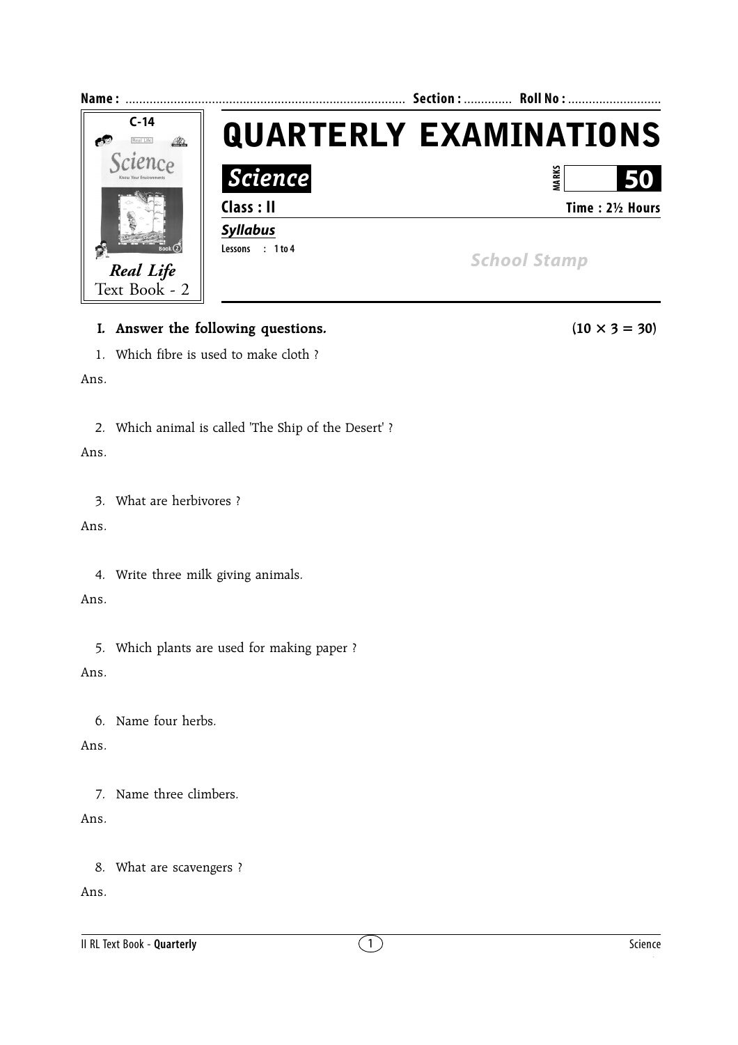Name : ................................................................................ Section : ............. Roll No : ...........................

C-14

Real Life
Science
Know Your Environments
Book 2

*Real Life*
Text Book - 2

# QUARTERLY EXAMINATIONS

## *Science*

MARKS **50**

**Class : II** **Time : 2½ Hours**

***Syllabus***

**Lessons : 1 to 4**

*School Stamp*

**I. Answer the following questions. (10 × 3 = 30)**

1. Which fibre is used to make cloth ?

Ans.

2. Which animal is called 'The Ship of the Desert' ?

Ans.

3. What are herbivores ?

Ans.

4. Write three milk giving animals.

Ans.

5. Which plants are used for making paper ?

Ans.

6. Name four herbs.

Ans.

7. Name three climbers.

Ans.

8. What are scavengers ?

Ans.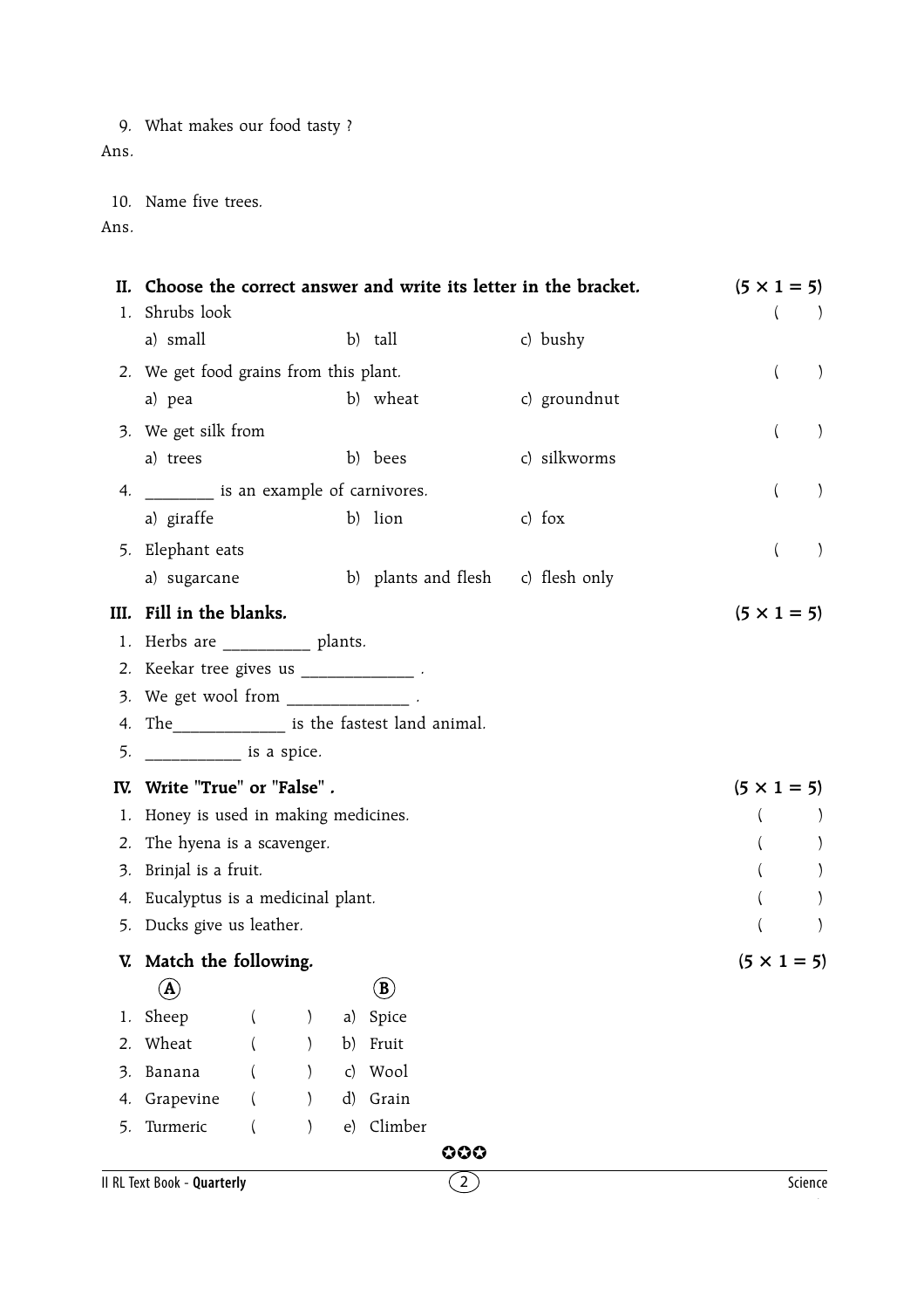9. What makes our food tasty ?

Ans.

10. Name five trees.

Ans.

## II. Choose the correct answer and write its letter in the bracket. (5 × 1 = 5)

1. Shrubs look ( )
   a) small  b) tall  c) bushy
2. We get food grains from this plant. ( )
   a) pea  b) wheat  c) groundnut
3. We get silk from ( )
   a) trees  b) bees  c) silkworms
4. ________ is an example of carnivores. ( )
   a) giraffe  b) lion  c) fox
5. Elephant eats ( )
   a) sugarcane  b) plants and flesh  c) flesh only

## III. Fill in the blanks. (5 × 1 = 5)

1. Herbs are __________ plants.
2. Keekar tree gives us _____________ .
3. We get wool from ______________ .
4. The_____________ is the fastest land animal.
5. ___________ is a spice.

## IV. Write "True" or "False" . (5 × 1 = 5)

1. Honey is used in making medicines. ( )
2. The hyena is a scavenger. ( )
3. Brinjal is a fruit. ( )
4. Eucalyptus is a medicinal plant. ( )
5. Ducks give us leather. ( )

## V. Match the following. (5 × 1 = 5)

| A | | B |
|---|---|---|
| 1. Sheep | ( ) | a) Spice |
| 2. Wheat | ( ) | b) Fruit |
| 3. Banana | ( ) | c) Wool |
| 4. Grapevine | ( ) | d) Grain |
| 5. Turmeric | ( ) | e) Climber |

✪✪✪